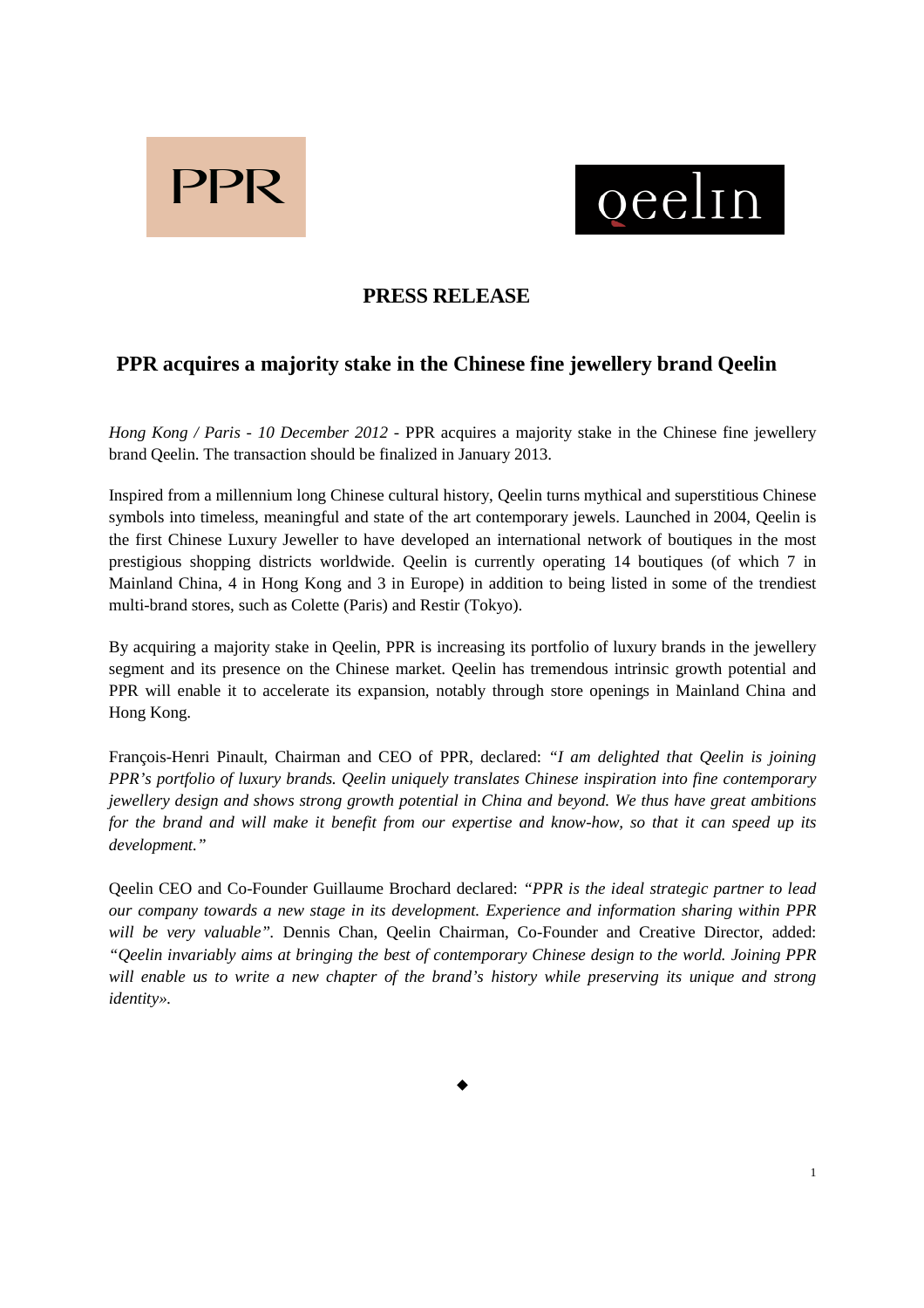PPR

qeelin

# PRESS RELEASE

## PPR acquires a majority stake in the Chinese fine jewellery brand Qeelin

*Hong Kong / Paris - 10 December 2012* - PPR acquires a majority stake in the Chinese fine jewellery brand Qeelin. The transaction should be finalized in January 2013.

Inspired from a millennium long Chinese cultural history, Qeelin turns mythical and superstitious Chinese symbols into timeless, meaningful and state of the art contemporary jewels. Launched in 2004, Qeelin is the first Chinese Luxury Jeweller to have developed an international network of boutiques in the most prestigious shopping districts worldwide. Qeelin is currently operating 14 boutiques (of which 7 in Mainland China, 4 in Hong Kong and 3 in Europe) in addition to being listed in some of the trendiest multi-brand stores, such as Colette (Paris) and Restir (Tokyo).

By acquiring a majority stake in Qeelin, PPR is increasing its portfolio of luxury brands in the jewellery segment and its presence on the Chinese market. Qeelin has tremendous intrinsic growth potential and PPR will enable it to accelerate its expansion, notably through store openings in Mainland China and Hong Kong.

François-Henri Pinault, Chairman and CEO of PPR, declared: *"I am delighted that Qeelin is joining PPR's portfolio of luxury brands. Qeelin uniquely translates Chinese inspiration into fine contemporary jewellery design and shows strong growth potential in China and beyond. We thus have great ambitions for the brand and will make it benefit from our expertise and know-how, so that it can speed up its development."*

Qeelin CEO and Co-Founder Guillaume Brochard declared: *"PPR is the ideal strategic partner to lead our company towards a new stage in its development. Experience and information sharing within PPR will be very valuable"*. Dennis Chan, Qeelin Chairman, Co-Founder and Creative Director, added: *"Qeelin invariably aims at bringing the best of contemporary Chinese design to the world. Joining PPR will enable us to write a new chapter of the brand's history while preserving its unique and strong identity»*.

◆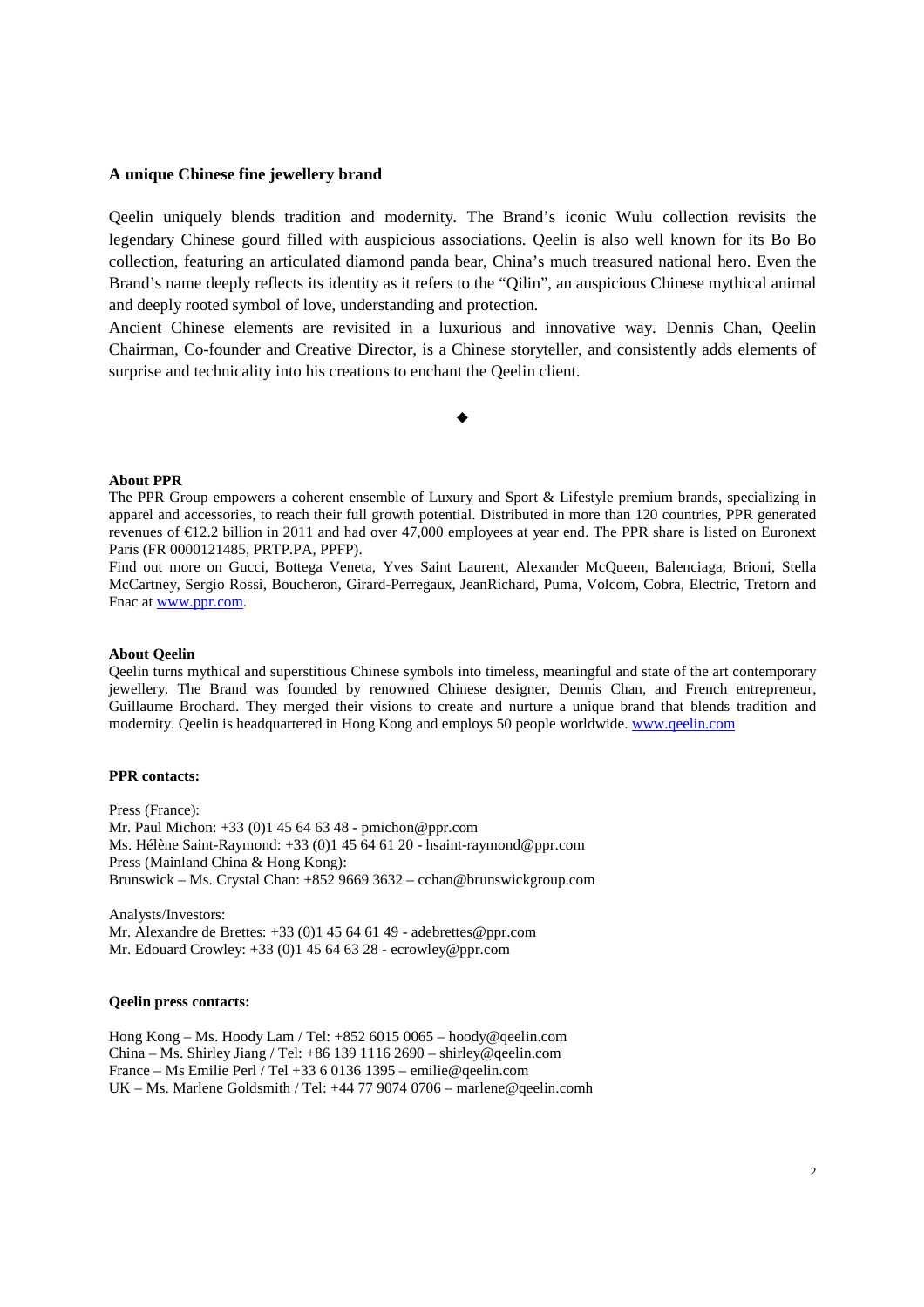**A unique Chinese fine jewellery brand**

Qeelin uniquely blends tradition and modernity. The Brand's iconic Wulu collection revisits the legendary Chinese gourd filled with auspicious associations. Qeelin is also well known for its Bo Bo collection, featuring an articulated diamond panda bear, China's much treasured national hero. Even the Brand's name deeply reflects its identity as it refers to the "Qilin", an auspicious Chinese mythical animal and deeply rooted symbol of love, understanding and protection.

Ancient Chinese elements are revisited in a luxurious and innovative way. Dennis Chan, Qeelin Chairman, Co-founder and Creative Director, is a Chinese storyteller, and consistently adds elements of surprise and technicality into his creations to enchant the Qeelin client.

◆

**About PPR**

The PPR Group empowers a coherent ensemble of Luxury and Sport & Lifestyle premium brands, specializing in apparel and accessories, to reach their full growth potential. Distributed in more than 120 countries, PPR generated revenues of €12.2 billion in 2011 and had over 47,000 employees at year end. The PPR share is listed on Euronext Paris (FR 0000121485, PRTP.PA, PPFP).

Find out more on Gucci, Bottega Veneta, Yves Saint Laurent, Alexander McQueen, Balenciaga, Brioni, Stella McCartney, Sergio Rossi, Boucheron, Girard-Perregaux, JeanRichard, Puma, Volcom, Cobra, Electric, Tretorn and Fnac at www.ppr.com.

**About Qeelin**

Qeelin turns mythical and superstitious Chinese symbols into timeless, meaningful and state of the art contemporary jewellery. The Brand was founded by renowned Chinese designer, Dennis Chan, and French entrepreneur, Guillaume Brochard. They merged their visions to create and nurture a unique brand that blends tradition and modernity. Qeelin is headquartered in Hong Kong and employs 50 people worldwide. www.qeelin.com

**PPR contacts:**

Press (France):
Mr. Paul Michon: +33 (0)1 45 64 63 48 - pmichon@ppr.com
Ms. Hélène Saint-Raymond: +33 (0)1 45 64 61 20 - hsaint-raymond@ppr.com
Press (Mainland China & Hong Kong):
Brunswick – Ms. Crystal Chan: +852 9669 3632 – cchan@brunswickgroup.com

Analysts/Investors:
Mr. Alexandre de Brettes: +33 (0)1 45 64 61 49 - adebrettes@ppr.com
Mr. Edouard Crowley: +33 (0)1 45 64 63 28 - ecrowley@ppr.com

**Qeelin press contacts:**

Hong Kong – Ms. Hoody Lam / Tel: +852 6015 0065 – hoody@qeelin.com
China – Ms. Shirley Jiang / Tel: +86 139 1116 2690 – shirley@qeelin.com
France – Ms Emilie Perl / Tel +33 6 0136 1395 – emilie@qeelin.com
UK – Ms. Marlene Goldsmith / Tel: +44 77 9074 0706 – marlene@qeelin.comh